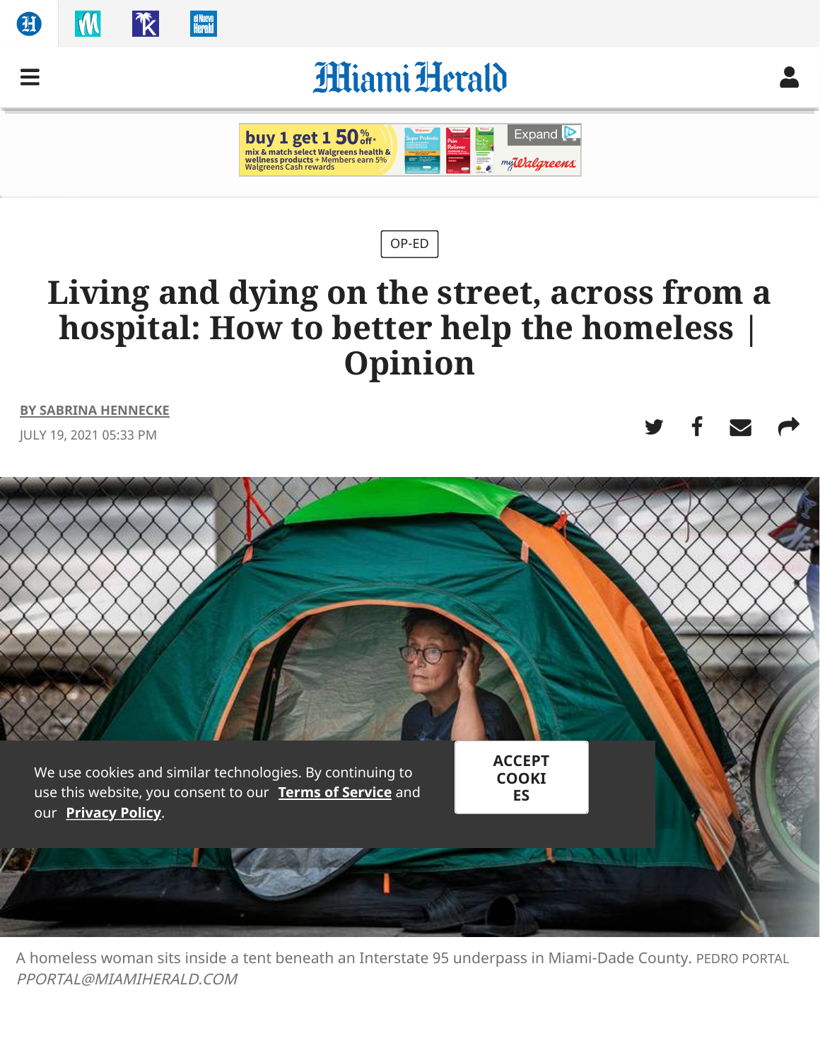OP-ED

# Living and dying on the street, across from a hospital: How to better help the homeless | Opinion

BY SABRINA HENNECKE

JULY 19, 2021 05:33 PM

A homeless woman sits inside a tent beneath an Interstate 95 underpass in Miami-Dade County. PEDRO PORTAL *PPORTAL@MIAMIHERALD.COM*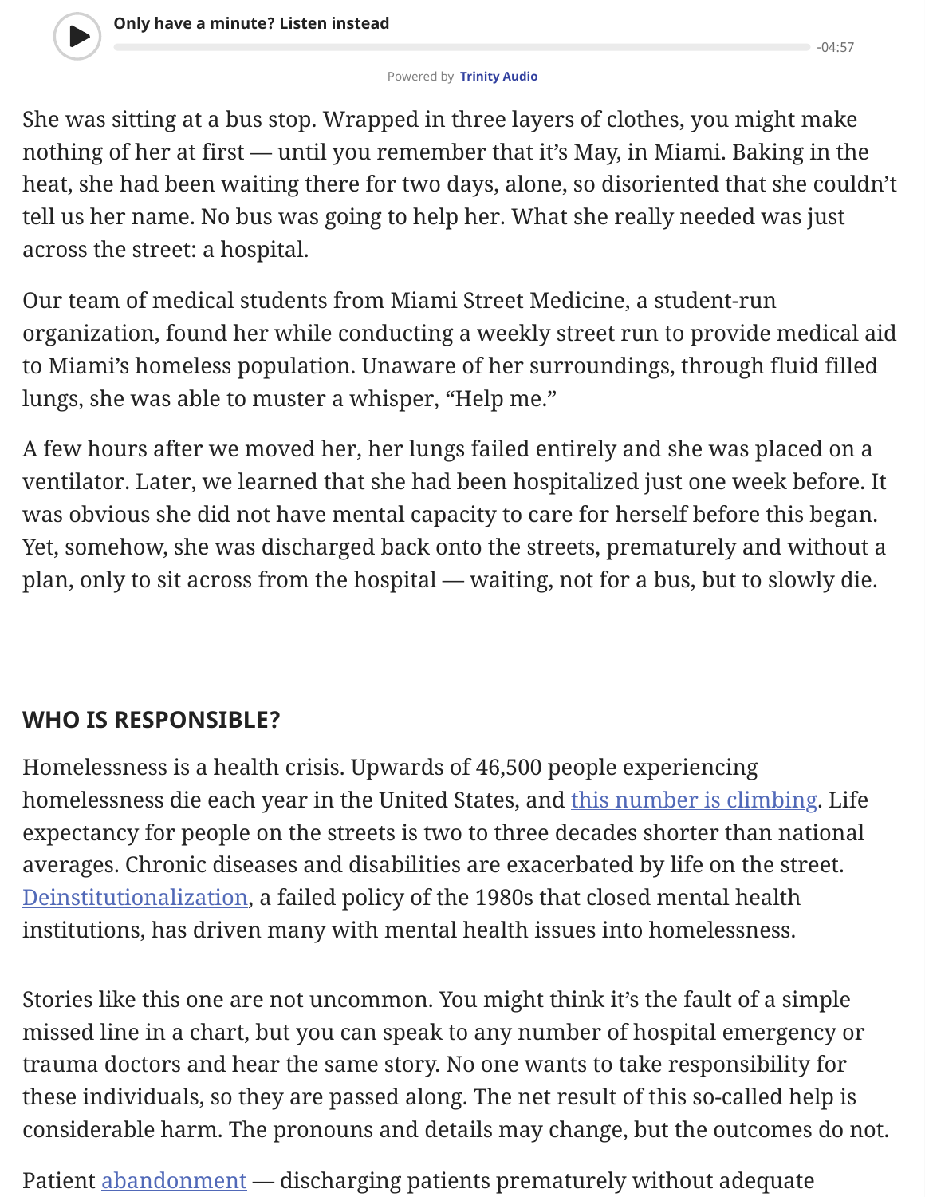Only have a minute? Listen instead

-04:57

Powered by **Trinity Audio**

She was sitting at a bus stop. Wrapped in three layers of clothes, you might make nothing of her at first — until you remember that it's May, in Miami. Baking in the heat, she had been waiting there for two days, alone, so disoriented that she couldn't tell us her name. No bus was going to help her. What she really needed was just across the street: a hospital.

Our team of medical students from Miami Street Medicine, a student-run organization, found her while conducting a weekly street run to provide medical aid to Miami's homeless population. Unaware of her surroundings, through fluid filled lungs, she was able to muster a whisper, "Help me."

A few hours after we moved her, her lungs failed entirely and she was placed on a ventilator. Later, we learned that she had been hospitalized just one week before. It was obvious she did not have mental capacity to care for herself before this began. Yet, somehow, she was discharged back onto the streets, prematurely and without a plan, only to sit across from the hospital — waiting, not for a bus, but to slowly die.

## WHO IS RESPONSIBLE?

Homelessness is a health crisis. Upwards of 46,500 people experiencing homelessness die each year in the United States, and this number is climbing. Life expectancy for people on the streets is two to three decades shorter than national averages. Chronic diseases and disabilities are exacerbated by life on the street. Deinstitutionalization, a failed policy of the 1980s that closed mental health institutions, has driven many with mental health issues into homelessness.

Stories like this one are not uncommon. You might think it's the fault of a simple missed line in a chart, but you can speak to any number of hospital emergency or trauma doctors and hear the same story. No one wants to take responsibility for these individuals, so they are passed along. The net result of this so-called help is considerable harm. The pronouns and details may change, but the outcomes do not.

Patient abandonment — discharging patients prematurely without adequate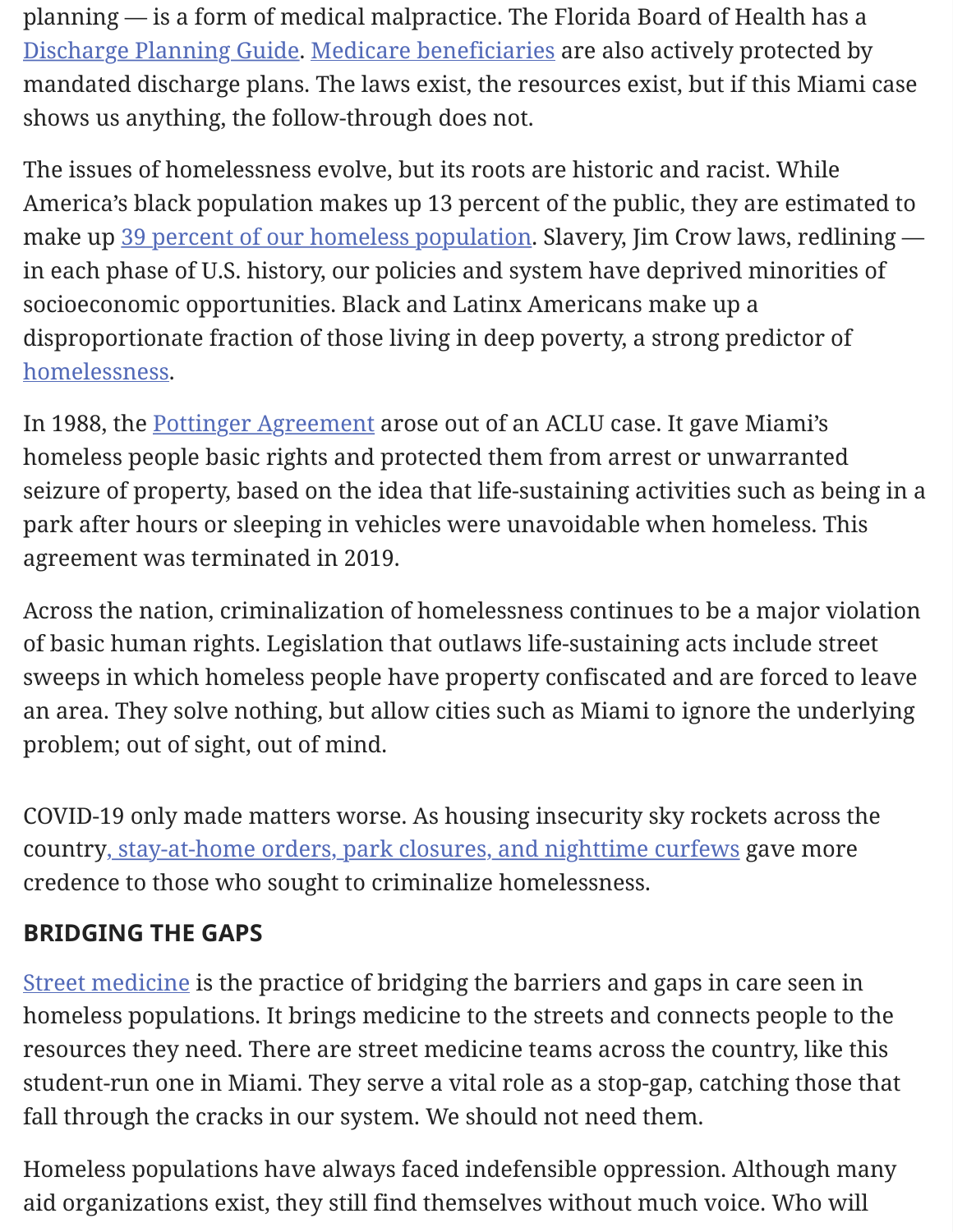planning — is a form of medical malpractice. The Florida Board of Health has a Discharge Planning Guide. Medicare beneficiaries are also actively protected by mandated discharge plans. The laws exist, the resources exist, but if this Miami case shows us anything, the follow-through does not.

The issues of homelessness evolve, but its roots are historic and racist. While America's black population makes up 13 percent of the public, they are estimated to make up 39 percent of our homeless population. Slavery, Jim Crow laws, redlining — in each phase of U.S. history, our policies and system have deprived minorities of socioeconomic opportunities. Black and Latinx Americans make up a disproportionate fraction of those living in deep poverty, a strong predictor of homelessness.

In 1988, the Pottinger Agreement arose out of an ACLU case. It gave Miami's homeless people basic rights and protected them from arrest or unwarranted seizure of property, based on the idea that life-sustaining activities such as being in a park after hours or sleeping in vehicles were unavoidable when homeless. This agreement was terminated in 2019.

Across the nation, criminalization of homelessness continues to be a major violation of basic human rights. Legislation that outlaws life-sustaining acts include street sweeps in which homeless people have property confiscated and are forced to leave an area. They solve nothing, but allow cities such as Miami to ignore the underlying problem; out of sight, out of mind.

COVID-19 only made matters worse. As housing insecurity sky rockets across the country, stay-at-home orders, park closures, and nighttime curfews gave more credence to those who sought to criminalize homelessness.

## BRIDGING THE GAPS

Street medicine is the practice of bridging the barriers and gaps in care seen in homeless populations. It brings medicine to the streets and connects people to the resources they need. There are street medicine teams across the country, like this student-run one in Miami. They serve a vital role as a stop-gap, catching those that fall through the cracks in our system. We should not need them.

Homeless populations have always faced indefensible oppression. Although many aid organizations exist, they still find themselves without much voice. Who will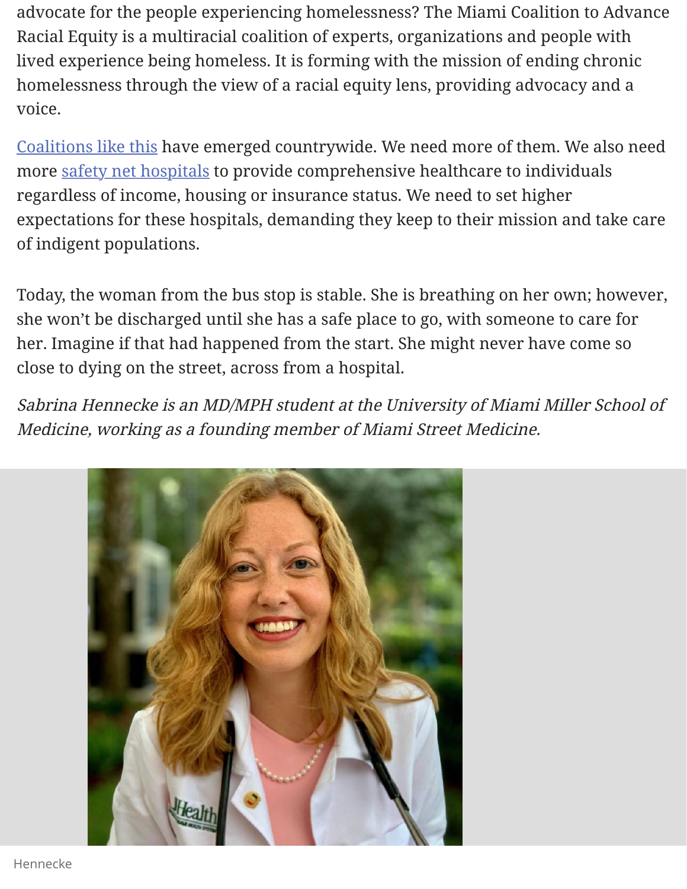advocate for the people experiencing homelessness? The Miami Coalition to Advance Racial Equity is a multiracial coalition of experts, organizations and people with lived experience being homeless. It is forming with the mission of ending chronic homelessness through the view of a racial equity lens, providing advocacy and a voice.

Coalitions like this have emerged countrywide. We need more of them. We also need more safety net hospitals to provide comprehensive healthcare to individuals regardless of income, housing or insurance status. We need to set higher expectations for these hospitals, demanding they keep to their mission and take care of indigent populations.

Today, the woman from the bus stop is stable. She is breathing on her own; however, she won't be discharged until she has a safe place to go, with someone to care for her. Imagine if that had happened from the start. She might never have come so close to dying on the street, across from a hospital.

*Sabrina Hennecke is an MD/MPH student at the University of Miami Miller School of Medicine, working as a founding member of Miami Street Medicine.*

Hennecke